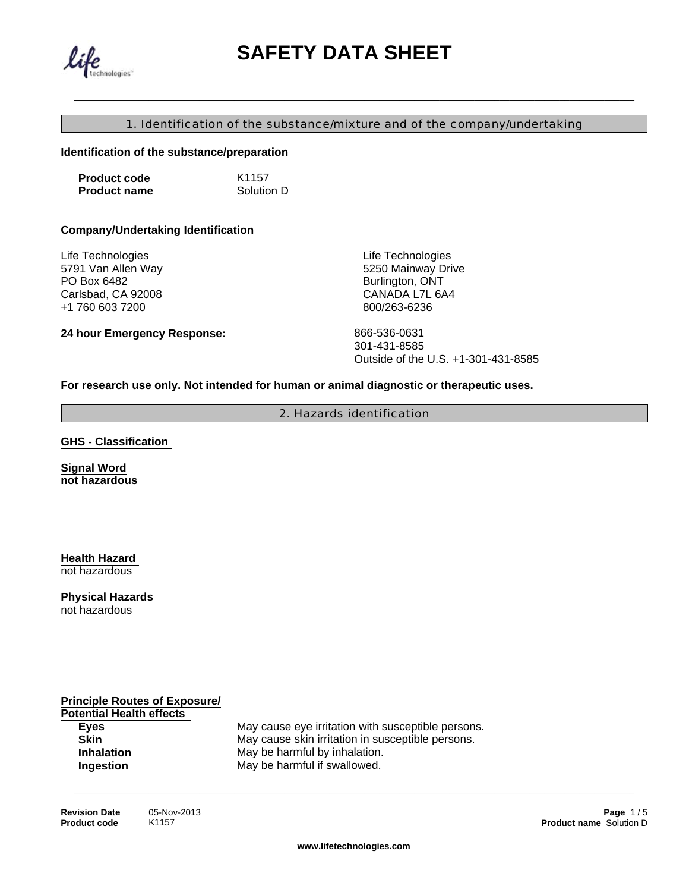# SAFETY DATA SHEET

## 1. Identification of the substance/mixture and of the company/undertaking

**Identification of the substance/preparation**

**Product code** K1157
**Product name** Solution D

**Company/Undertaking Identification**

Life Technologies
5791 Van Allen Way
PO Box 6482
Carlsbad, CA 92008
+1 760 603 7200

Life Technologies
5250 Mainway Drive
Burlington, ONT
CANADA L7L 6A4
800/263-6236

**24 hour Emergency Response:** 866-536-0631
301-431-8585
Outside of the U.S. +1-301-431-8585

**For research use only. Not intended for human or animal diagnostic or therapeutic uses.**

## 2. Hazards identification

**GHS - Classification**

**Signal Word**
**not hazardous**

**Health Hazard**
not hazardous

**Physical Hazards**
not hazardous

**Principle Routes of Exposure/ Potential Health effects**

| | |
|---|---|
| **Eyes** | May cause eye irritation with susceptible persons. |
| **Skin** | May cause skin irritation in susceptible persons. |
| **Inhalation** | May be harmful by inhalation. |
| **Ingestion** | May be harmful if swallowed. |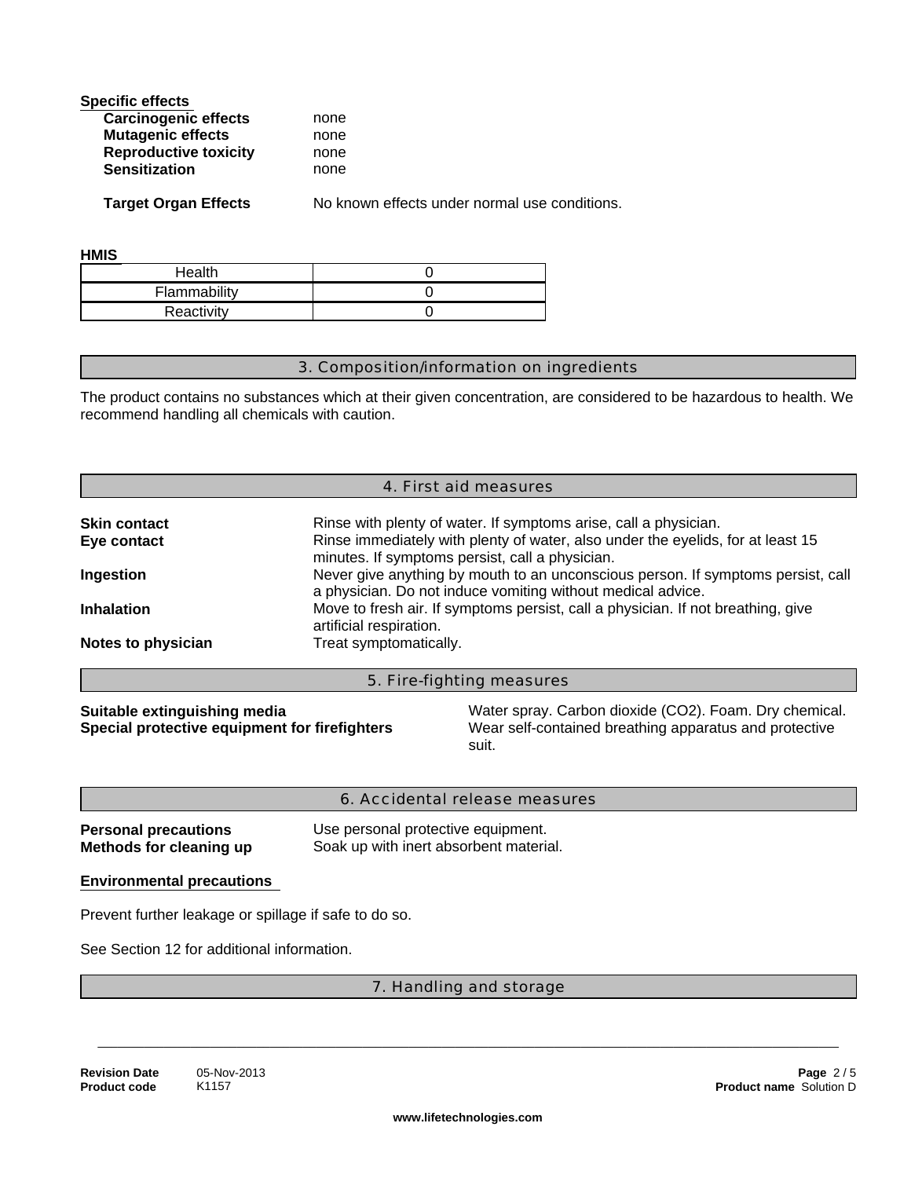**Specific effects**

| | |
|---|---|
| **Carcinogenic effects** | none |
| **Mutagenic effects** | none |
| **Reproductive toxicity** | none |
| **Sensitization** | none |

**Target Organ Effects** No known effects under normal use conditions.

**HMIS**

| | |
|---|---|
| Health | 0 |
| Flammability | 0 |
| Reactivity | 0 |

## 3. Composition/information on ingredients

The product contains no substances which at their given concentration, are considered to be hazardous to health. We recommend handling all chemicals with caution.

## 4. First aid measures

**Skin contact** Rinse with plenty of water. If symptoms arise, call a physician.

**Eye contact** Rinse immediately with plenty of water, also under the eyelids, for at least 15 minutes. If symptoms persist, call a physician.

**Ingestion** Never give anything by mouth to an unconscious person. If symptoms persist, call a physician. Do not induce vomiting without medical advice.

**Inhalation** Move to fresh air. If symptoms persist, call a physician. If not breathing, give artificial respiration.

**Notes to physician** Treat symptomatically.

## 5. Fire-fighting measures

**Suitable extinguishing media** Water spray. Carbon dioxide ($CO_2$). Foam. Dry chemical.

**Special protective equipment for firefighters** Wear self-contained breathing apparatus and protective suit.

## 6. Accidental release measures

**Personal precautions** Use personal protective equipment.

**Methods for cleaning up** Soak up with inert absorbent material.

**Environmental precautions**

Prevent further leakage or spillage if safe to do so.

See Section 12 for additional information.

## 7. Handling and storage

**Revision Date** 05-Nov-2013
**Product code** K1157
**Product name** Solution D

www.lifetechnologies.com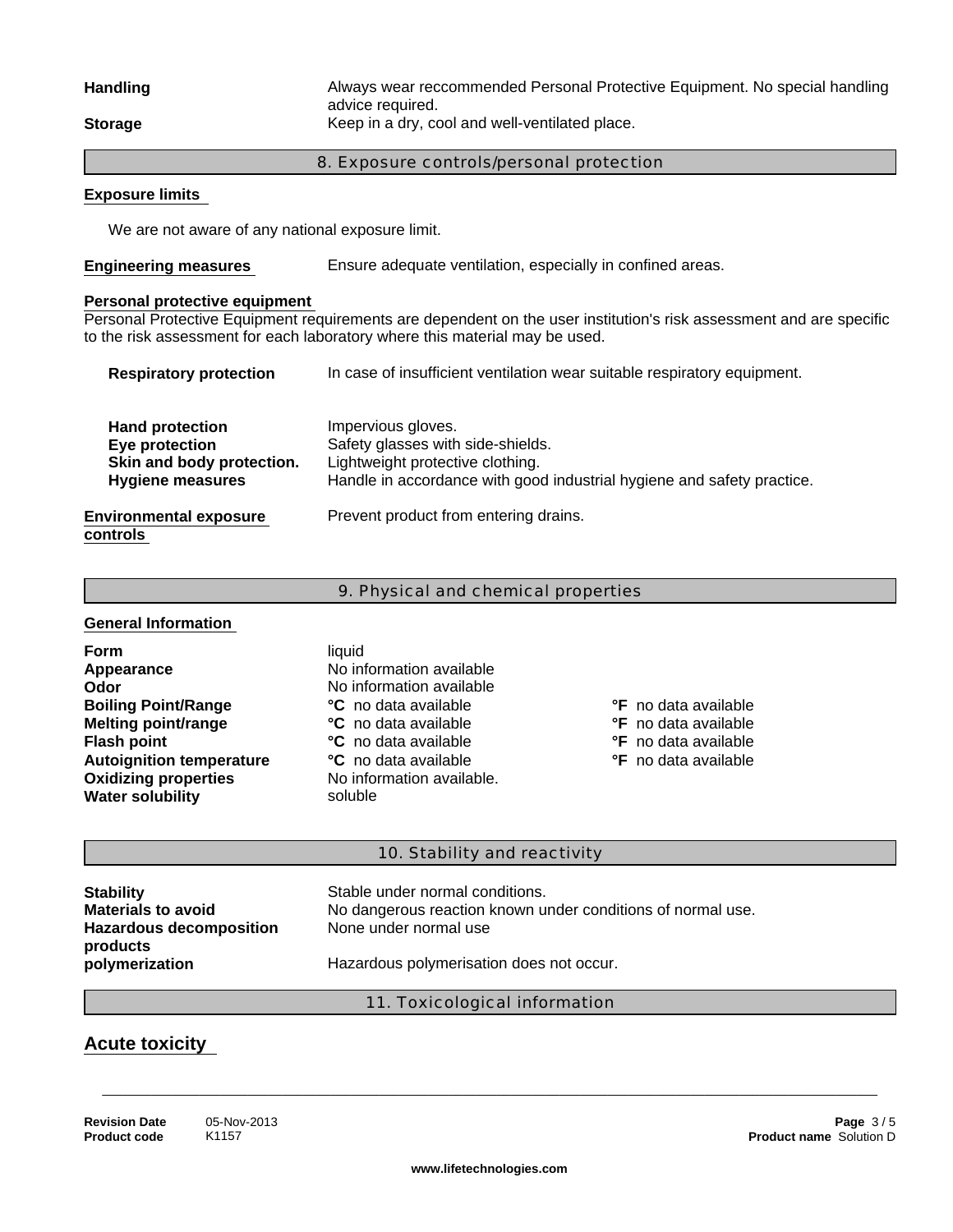**Handling** Always wear reccommended Personal Protective Equipment. No special handling advice required.

**Storage** Keep in a dry, cool and well-ventilated place.

## 8. Exposure controls/personal protection

### Exposure limits

We are not aware of any national exposure limit.

**Engineering measures** Ensure adequate ventilation, especially in confined areas.

### Personal protective equipment

Personal Protective Equipment requirements are dependent on the user institution's risk assessment and are specific to the risk assessment for each laboratory where this material may be used.

| | |
|---|---|
| **Respiratory protection** | In case of insufficient ventilation wear suitable respiratory equipment. |
| **Hand protection** | Impervious gloves. |
| **Eye protection** | Safety glasses with side-shields. |
| **Skin and body protection.** | Lightweight protective clothing. |
| **Hygiene measures** | Handle in accordance with good industrial hygiene and safety practice. |

**Environmental exposure controls** Prevent product from entering drains.

## 9. Physical and chemical properties

### General Information

| | | |
|---|---|---|
| **Form** | liquid | |
| **Appearance** | No information available | |
| **Odor** | No information available | |
| **Boiling Point/Range** | **°C** no data available | **°F** no data available |
| **Melting point/range** | **°C** no data available | **°F** no data available |
| **Flash point** | **°C** no data available | **°F** no data available |
| **Autoignition temperature** | **°C** no data available | **°F** no data available |
| **Oxidizing properties** | No information available. | |
| **Water solubility** | soluble | |

## 10. Stability and reactivity

| | |
|---|---|
| **Stability** | Stable under normal conditions. |
| **Materials to avoid** | No dangerous reaction known under conditions of normal use. |
| **Hazardous decomposition products** | None under normal use |
| **polymerization** | Hazardous polymerisation does not occur. |

## 11. Toxicological information

### Acute toxicity

**Revision Date** 05-Nov-2013
**Product code** K1157
**Product name** Solution D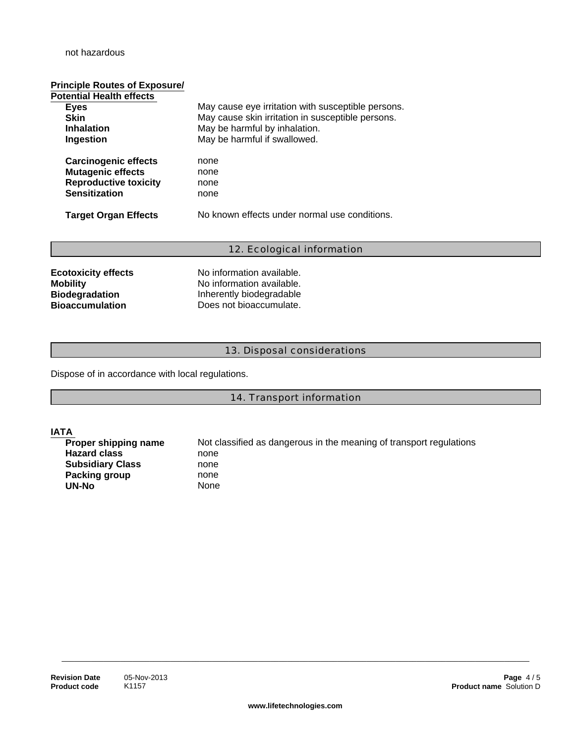not hazardous

**Principle Routes of Exposure/ Potential Health effects**

| | |
|---|---|
| **Eyes** | May cause eye irritation with susceptible persons. |
| **Skin** | May cause skin irritation in susceptible persons. |
| **Inhalation** | May be harmful by inhalation. |
| **Ingestion** | May be harmful if swallowed. |

| | |
|---|---|
| **Carcinogenic effects** | none |
| **Mutagenic effects** | none |
| **Reproductive toxicity** | none |
| **Sensitization** | none |

| | |
|---|---|
| **Target Organ Effects** | No known effects under normal use conditions. |

## 12. Ecological information

| | |
|---|---|
| **Ecotoxicity effects** | No information available. |
| **Mobility** | No information available. |
| **Biodegradation** | Inherently biodegradable |
| **Bioaccumulation** | Does not bioaccumulate. |

## 13. Disposal considerations

Dispose of in accordance with local regulations.

## 14. Transport information

**IATA**

| | |
|---|---|
| **Proper shipping name** | Not classified as dangerous in the meaning of transport regulations |
| **Hazard class** | none |
| **Subsidiary Class** | none |
| **Packing group** | none |
| **UN-No** | None |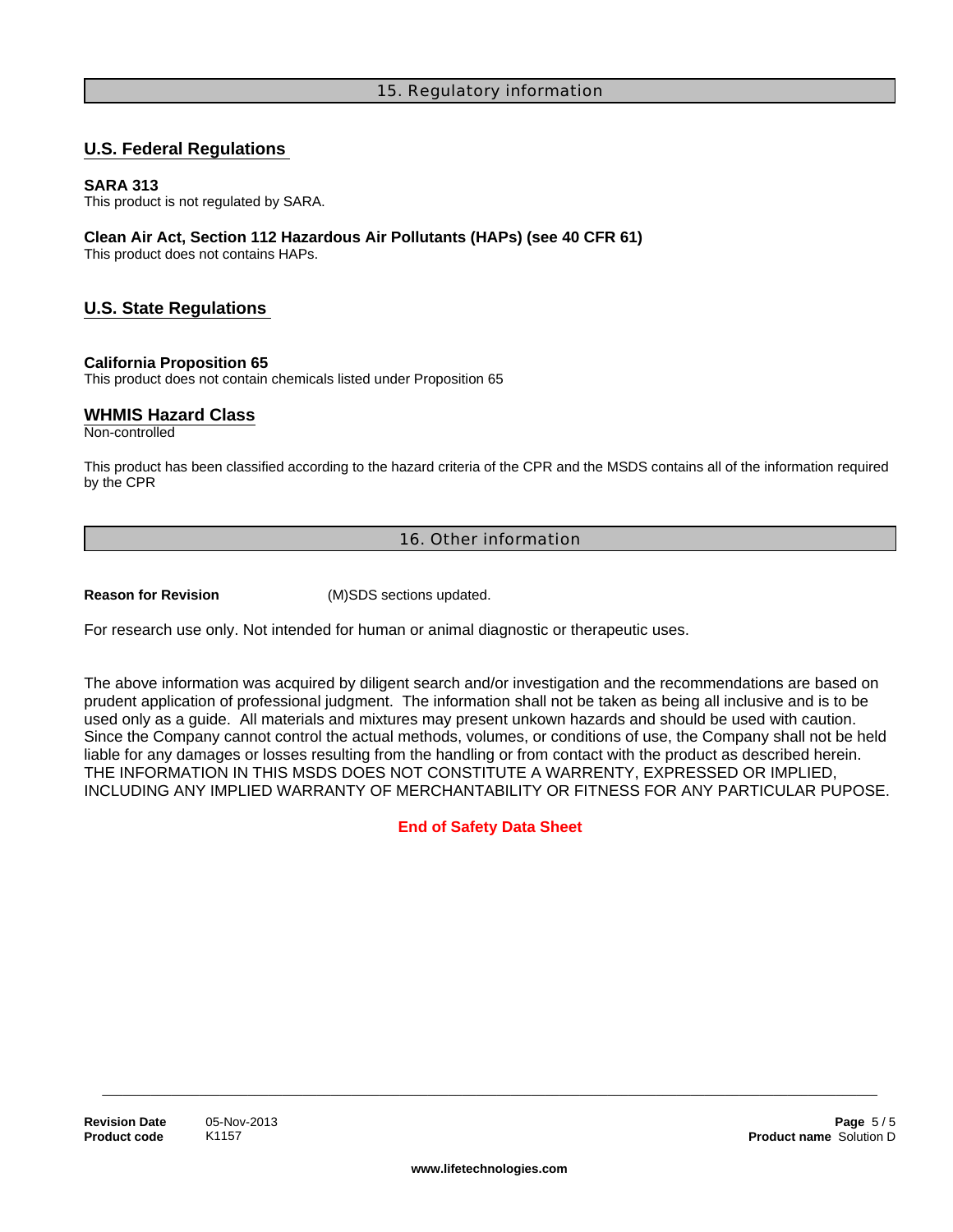## 15. Regulatory information

### U.S. Federal Regulations

**SARA 313**
This product is not regulated by SARA.

**Clean Air Act, Section 112 Hazardous Air Pollutants (HAPs) (see 40 CFR 61)**
This product does not contains HAPs.

### U.S. State Regulations

**California Proposition 65**
This product does not contain chemicals listed under Proposition 65

### WHMIS Hazard Class

Non-controlled

This product has been classified according to the hazard criteria of the CPR and the MSDS contains all of the information required by the CPR

## 16. Other information

**Reason for Revision** (M)SDS sections updated.

For research use only. Not intended for human or animal diagnostic or therapeutic uses.

The above information was acquired by diligent search and/or investigation and the recommendations are based on prudent application of professional judgment. The information shall not be taken as being all inclusive and is to be used only as a guide. All materials and mixtures may present unkown hazards and should be used with caution. Since the Company cannot control the actual methods, volumes, or conditions of use, the Company shall not be held liable for any damages or losses resulting from the handling or from contact with the product as described herein. THE INFORMATION IN THIS MSDS DOES NOT CONSTITUTE A WARRENTY, EXPRESSED OR IMPLIED, INCLUDING ANY IMPLIED WARRANTY OF MERCHANTABILITY OR FITNESS FOR ANY PARTICULAR PUPOSE.

**End of Safety Data Sheet**

**Revision Date** 05-Nov-2013
**Product code** K1157
**Product name** Solution D